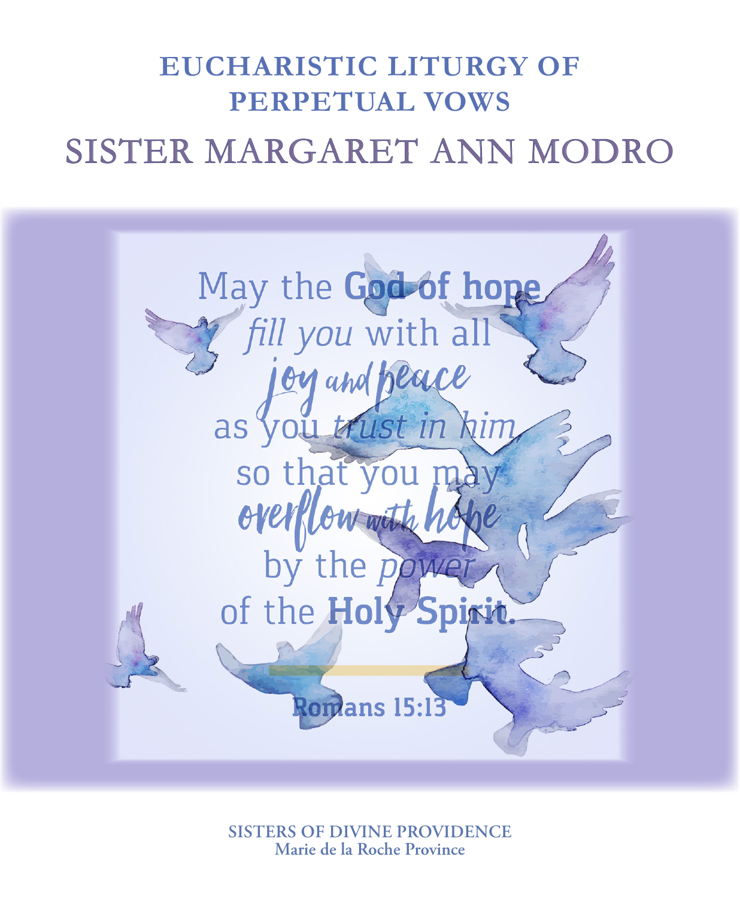# EUCHARISTIC LITURGY OF PERPETUAL VOWS

## SISTER MARGARET ANN MODRO

May the **God of hope**
*fill you* with all
*joy and peace*
as you *trust in him*
so that you may
*overflow with hope*
by the *power*
of the **Holy Spirit.**

**Romans 15:13**

**SISTERS OF DIVINE PROVIDENCE**
**Marie de la Roche Province**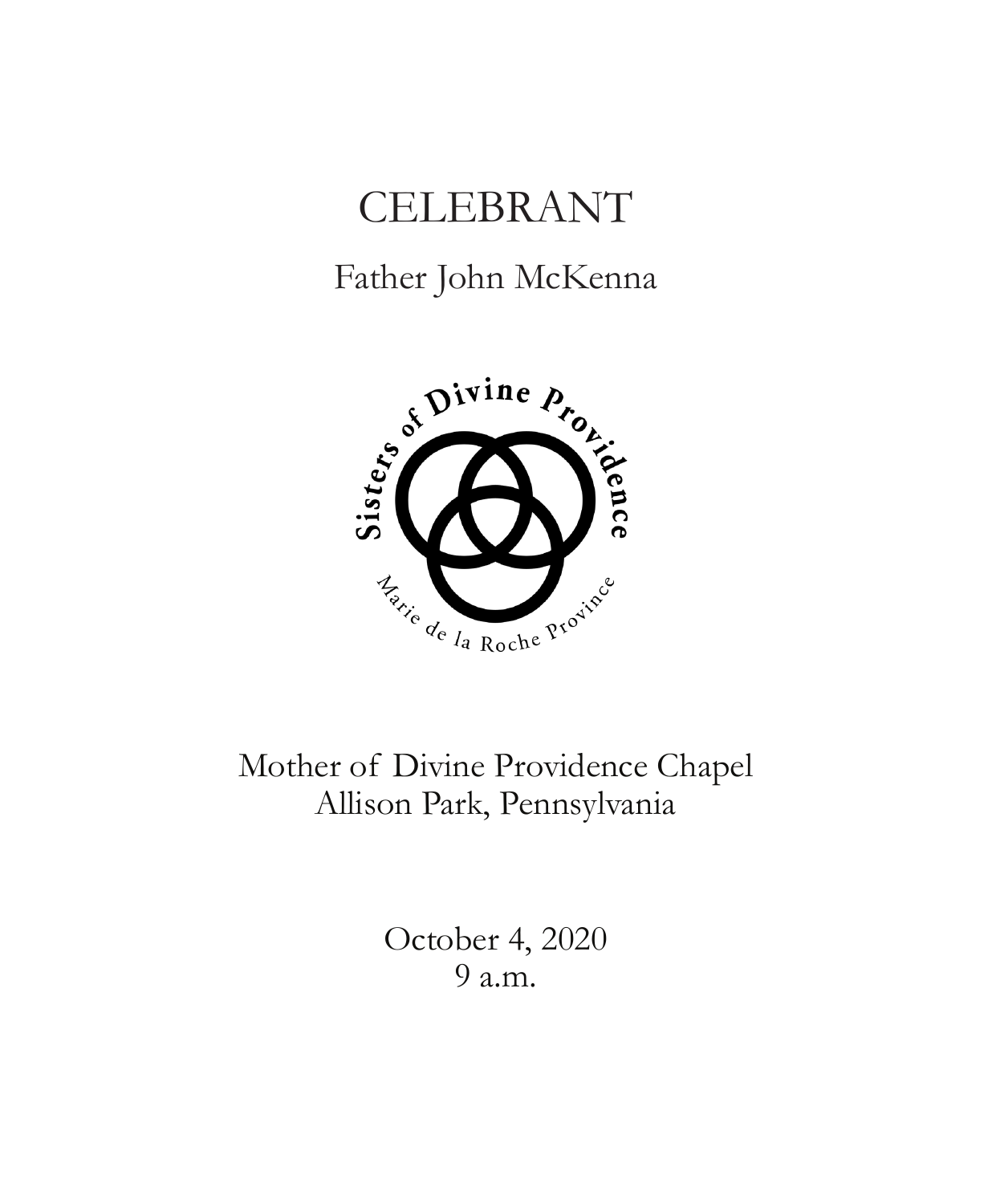# CELEBRANT

## Father John McKenna

Mother of Divine Providence Chapel
Allison Park, Pennsylvania

October 4, 2020
9 a.m.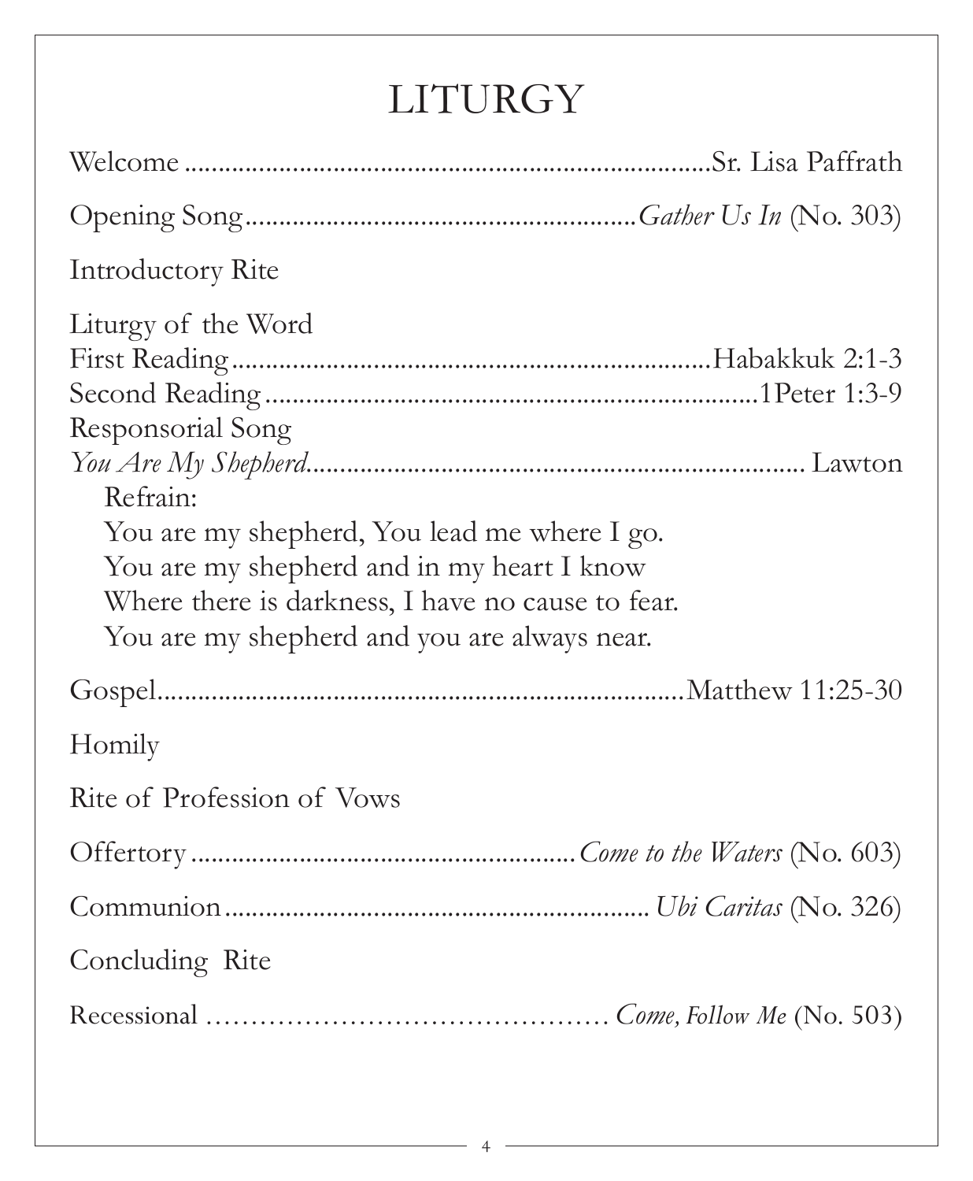# LITURGY

Welcome ........................................................................Sr. Lisa Paffrath

Opening Song.........................................................*Gather Us In* (No. 303)

Introductory Rite

Liturgy of the Word
First Reading.......................................................................Habakkuk 2:1-3
Second Reading.........................................................................1Peter 1:3-9
Responsorial Song
*You Are My Shepherd*........................................................................ Lawton

Refrain:
You are my shepherd, You lead me where I go.
You are my shepherd and in my heart I know
Where there is darkness, I have no cause to fear.
You are my shepherd and you are always near.

Gospel.........................................................................Matthew 11:25-30

Homily

Rite of Profession of Vows

Offertory........................................................*Come to the Waters* (No. 603)

Communion..............................................................*Ubi Caritas* (No. 326)

Concluding Rite

Recessional ............................................ *Come, Follow Me* (No. 503)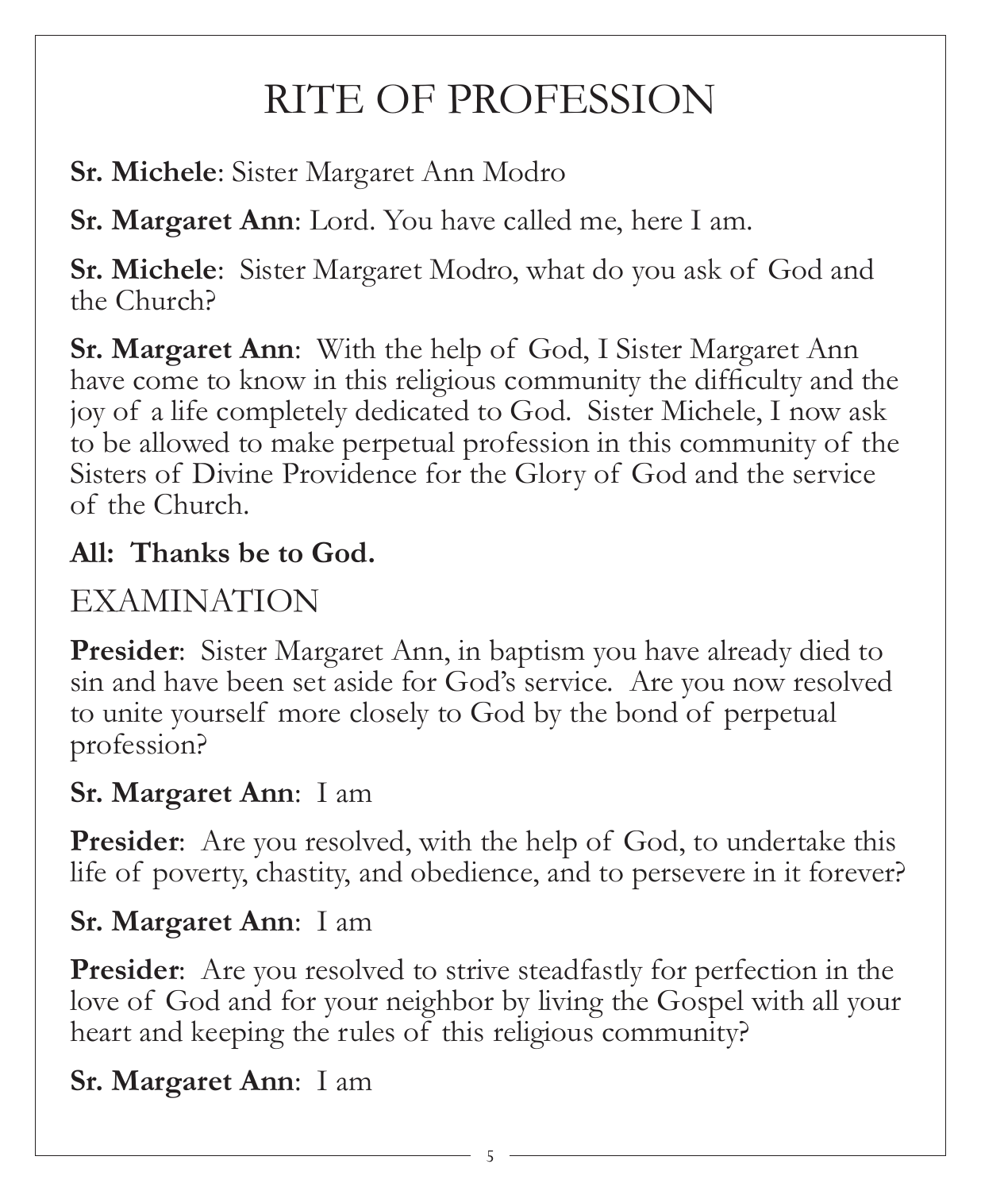# RITE OF PROFESSION

**Sr. Michele**: Sister Margaret Ann Modro

**Sr. Margaret Ann**: Lord. You have called me, here I am.

**Sr. Michele**: Sister Margaret Modro, what do you ask of God and the Church?

**Sr. Margaret Ann**: With the help of God, I Sister Margaret Ann have come to know in this religious community the difficulty and the joy of a life completely dedicated to God. Sister Michele, I now ask to be allowed to make perpetual profession in this community of the Sisters of Divine Providence for the Glory of God and the service of the Church.

**All: Thanks be to God.**

## EXAMINATION

**Presider**: Sister Margaret Ann, in baptism you have already died to sin and have been set aside for God's service. Are you now resolved to unite yourself more closely to God by the bond of perpetual profession?

**Sr. Margaret Ann**: I am

**Presider**: Are you resolved, with the help of God, to undertake this life of poverty, chastity, and obedience, and to persevere in it forever?

**Sr. Margaret Ann**: I am

**Presider**: Are you resolved to strive steadfastly for perfection in the love of God and for your neighbor by living the Gospel with all your heart and keeping the rules of this religious community?

**Sr. Margaret Ann**: I am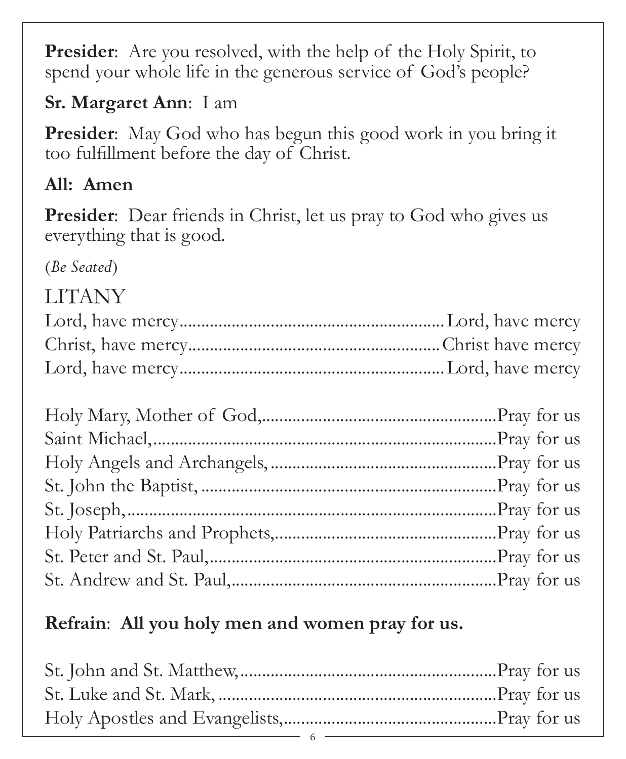**Presider**: Are you resolved, with the help of the Holy Spirit, to spend your whole life in the generous service of God's people?

**Sr. Margaret Ann**: I am

**Presider**: May God who has begun this good work in you bring it too fulfillment before the day of Christ.

**All: Amen**

**Presider**: Dear friends in Christ, let us pray to God who gives us everything that is good.

(*Be Seated*)

## LITANY

Lord, have mercy............................................................Lord, have mercy
Christ, have mercy..........................................................Christ have mercy
Lord, have mercy............................................................Lord, have mercy

Holy Mary, Mother of God,.....................................................Pray for us
Saint Michael,.........................................................................Pray for us
Holy Angels and Archangels,...................................................Pray for us
St. John the Baptist,.................................................................Pray for us
St. Joseph,...............................................................................Pray for us
Holy Patriarchs and Prophets,..................................................Pray for us
St. Peter and St. Paul,...............................................................Pray for us
St. Andrew and St. Paul,...........................................................Pray for us

**Refrain**: **All you holy men and women pray for us.**

St. John and St. Matthew,..........................................................Pray for us
St. Luke and St. Mark,...............................................................Pray for us
Holy Apostles and Evangelists,.................................................Pray for us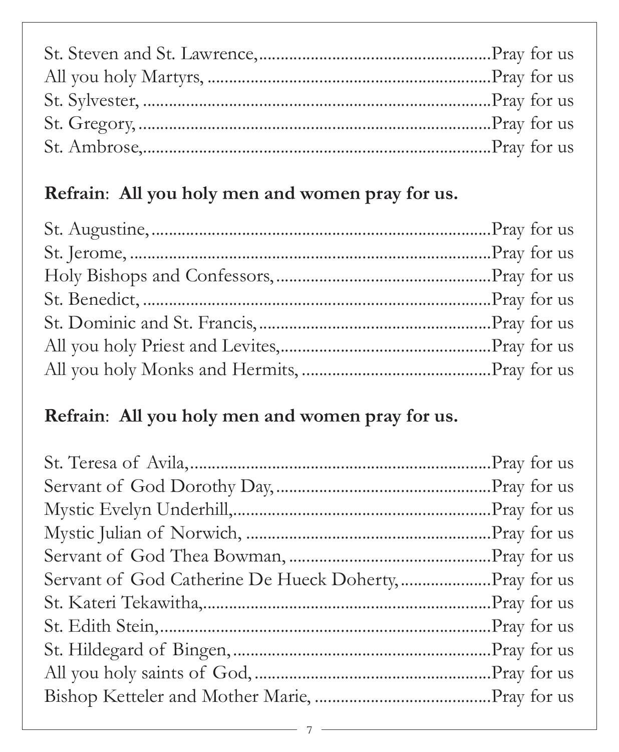St. Steven and St. Lawrence,.....................................................Pray for us
All you holy Martyrs, ...............................................................Pray for us
St. Sylvester, ...........................................................................Pray for us
St. Gregory, ............................................................................Pray for us
St. Ambrose,............................................................................Pray for us

**Refrain**: **All you holy men and women pray for us.**

St. Augustine, .........................................................................Pray for us
St. Jerome, .............................................................................Pray for us
Holy Bishops and Confessors, .................................................Pray for us
St. Benedict, ...........................................................................Pray for us
St. Dominic and St. Francis, ....................................................Pray for us
All you holy Priest and Levites,...............................................Pray for us
All you holy Monks and Hermits, ..........................................Pray for us

**Refrain**: **All you holy men and women pray for us.**

St. Teresa of Avila,..................................................................Pray for us
Servant of God Dorothy Day, ..................................................Pray for us
Mystic Evelyn Underhill,..........................................................Pray for us
Mystic Julian of Norwich, .......................................................Pray for us
Servant of God Thea Bowman, ..............................................Pray for us
Servant of God Catherine De Hueck Doherty, ......................Pray for us
St. Kateri Tekawitha,...............................................................Pray for us
St. Edith Stein,.........................................................................Pray for us
St. Hildegard of Bingen, .........................................................Pray for us
All you holy saints of God, .....................................................Pray for us
Bishop Ketteler and Mother Marie, .......................................Pray for us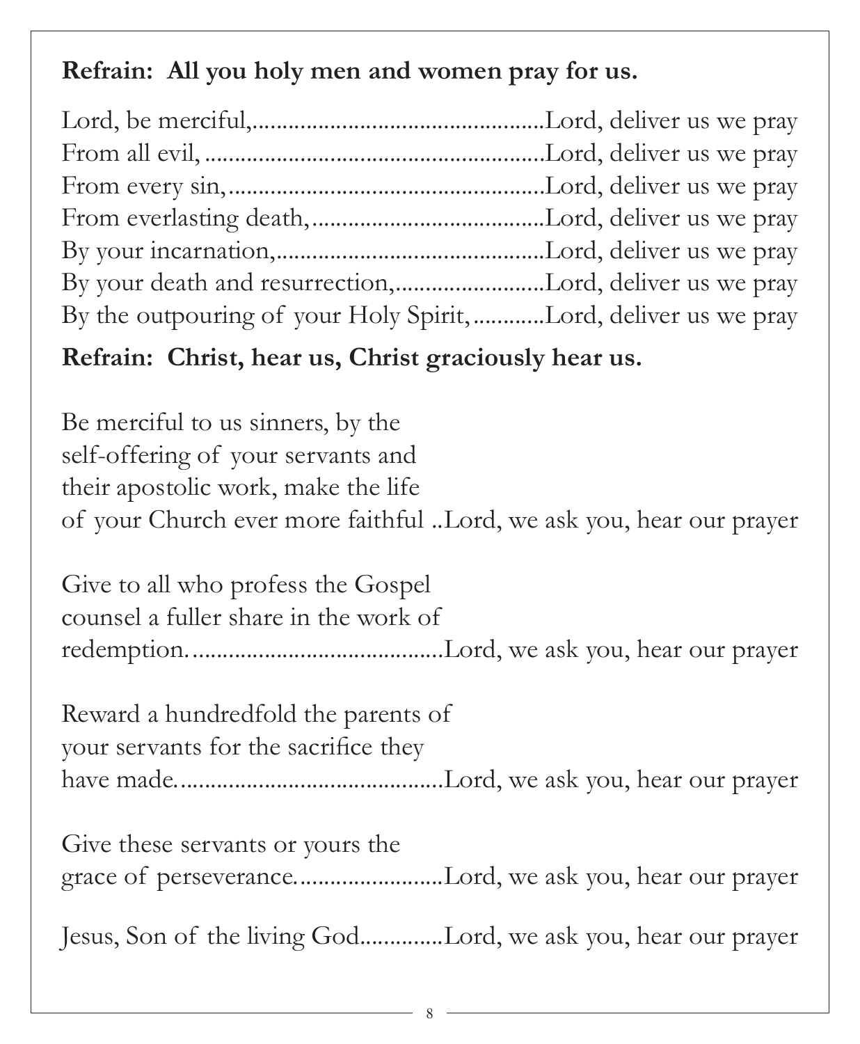**Refrain: All you holy men and women pray for us.**

Lord, be merciful,................................................Lord, deliver us we pray
From all evil,........................................................Lord, deliver us we pray
From every sin,....................................................Lord, deliver us we pray
From everlasting death,......................................Lord, deliver us we pray
By your incarnation,............................................Lord, deliver us we pray
By your death and resurrection,.........................Lord, deliver us we pray
By the outpouring of your Holy Spirit,............Lord, deliver us we pray

**Refrain: Christ, hear us, Christ graciously hear us.**

Be merciful to us sinners, by the self-offering of your servants and their apostolic work, make the life of your Church ever more faithful ..Lord, we ask you, hear our prayer

Give to all who profess the Gospel counsel a fuller share in the work of redemption..........................................Lord, we ask you, hear our prayer

Reward a hundredfold the parents of your servants for the sacrifice they have made...........................................Lord, we ask you, hear our prayer

Give these servants or yours the grace of perseverance........................Lord, we ask you, hear our prayer

Jesus, Son of the living God.............Lord, we ask you, hear our prayer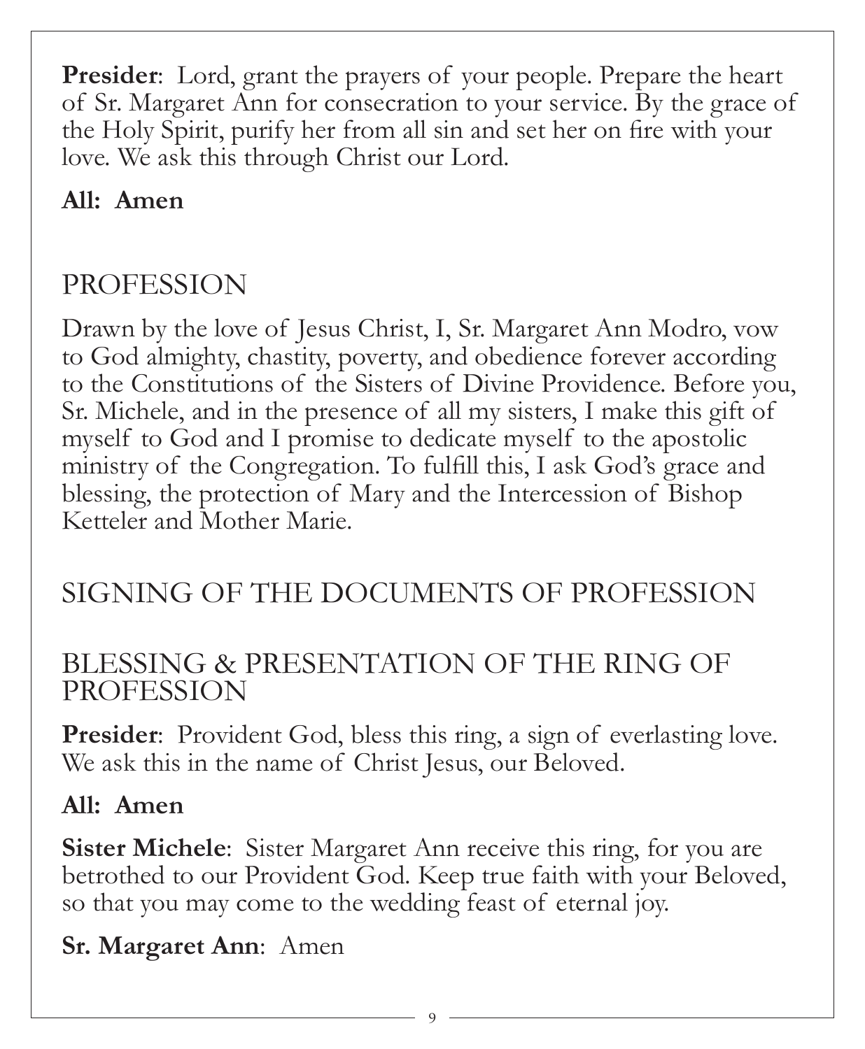**Presider**: Lord, grant the prayers of your people. Prepare the heart of Sr. Margaret Ann for consecration to your service. By the grace of the Holy Spirit, purify her from all sin and set her on fire with your love. We ask this through Christ our Lord.

**All: Amen**

## PROFESSION

Drawn by the love of Jesus Christ, I, Sr. Margaret Ann Modro, vow to God almighty, chastity, poverty, and obedience forever according to the Constitutions of the Sisters of Divine Providence. Before you, Sr. Michele, and in the presence of all my sisters, I make this gift of myself to God and I promise to dedicate myself to the apostolic ministry of the Congregation. To fulfill this, I ask God's grace and blessing, the protection of Mary and the Intercession of Bishop Ketteler and Mother Marie.

## SIGNING OF THE DOCUMENTS OF PROFESSION

## BLESSING & PRESENTATION OF THE RING OF PROFESSION

**Presider**: Provident God, bless this ring, a sign of everlasting love. We ask this in the name of Christ Jesus, our Beloved.

**All: Amen**

**Sister Michele**: Sister Margaret Ann receive this ring, for you are betrothed to our Provident God. Keep true faith with your Beloved, so that you may come to the wedding feast of eternal joy.

**Sr. Margaret Ann**: Amen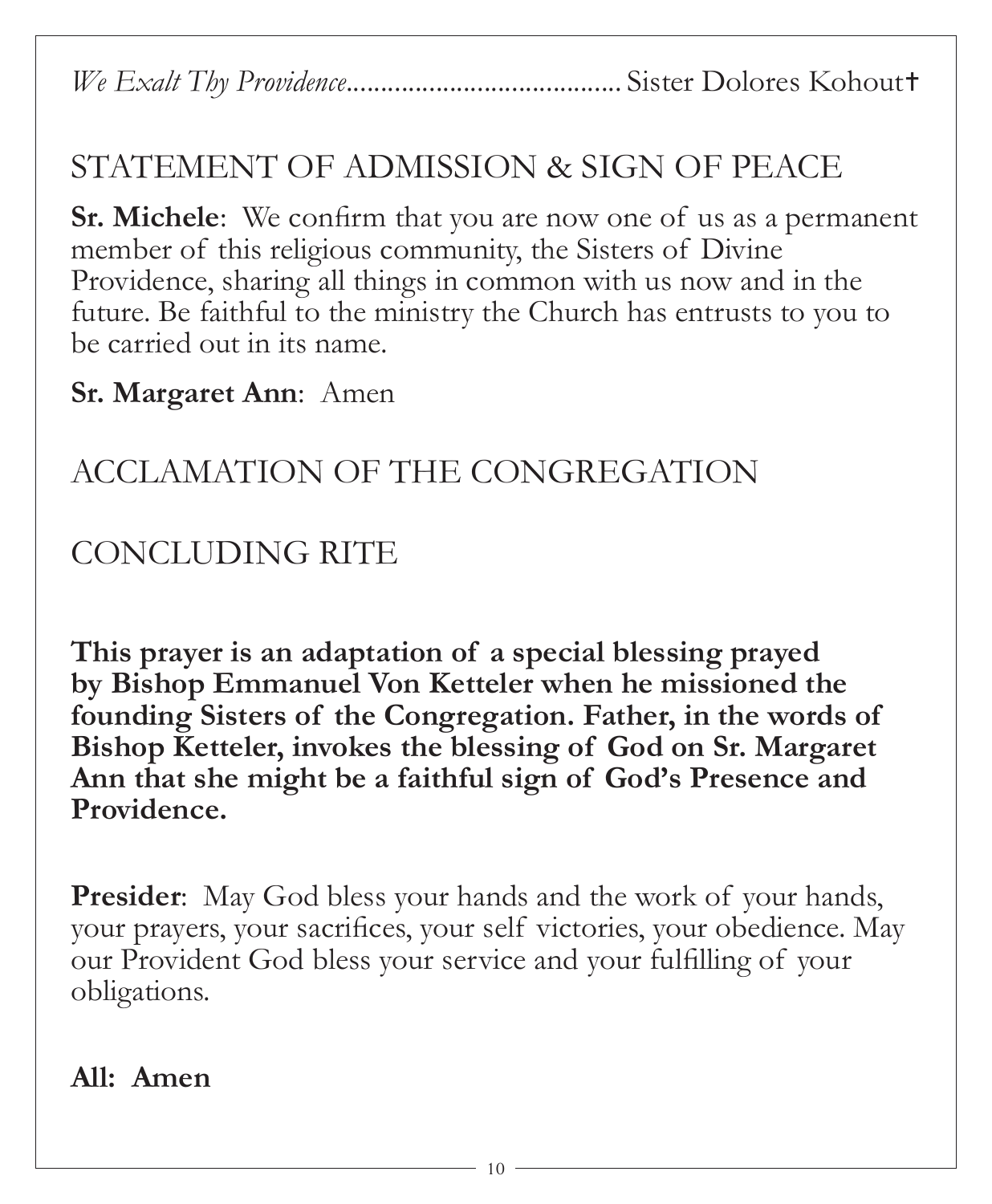*We Exalt Thy Providence*........................................ Sister Dolores Kohout†

## STATEMENT OF ADMISSION & SIGN OF PEACE

**Sr. Michele**: We confirm that you are now one of us as a permanent member of this religious community, the Sisters of Divine Providence, sharing all things in common with us now and in the future. Be faithful to the ministry the Church has entrusts to you to be carried out in its name.

**Sr. Margaret Ann**: Amen

## ACCLAMATION OF THE CONGREGATION

## CONCLUDING RITE

**This prayer is an adaptation of a special blessing prayed by Bishop Emmanuel Von Ketteler when he missioned the founding Sisters of the Congregation. Father, in the words of Bishop Ketteler, invokes the blessing of God on Sr. Margaret Ann that she might be a faithful sign of God's Presence and Providence.**

**Presider**: May God bless your hands and the work of your hands, your prayers, your sacrifices, your self victories, your obedience. May our Provident God bless your service and your fulfilling of your obligations.

**All: Amen**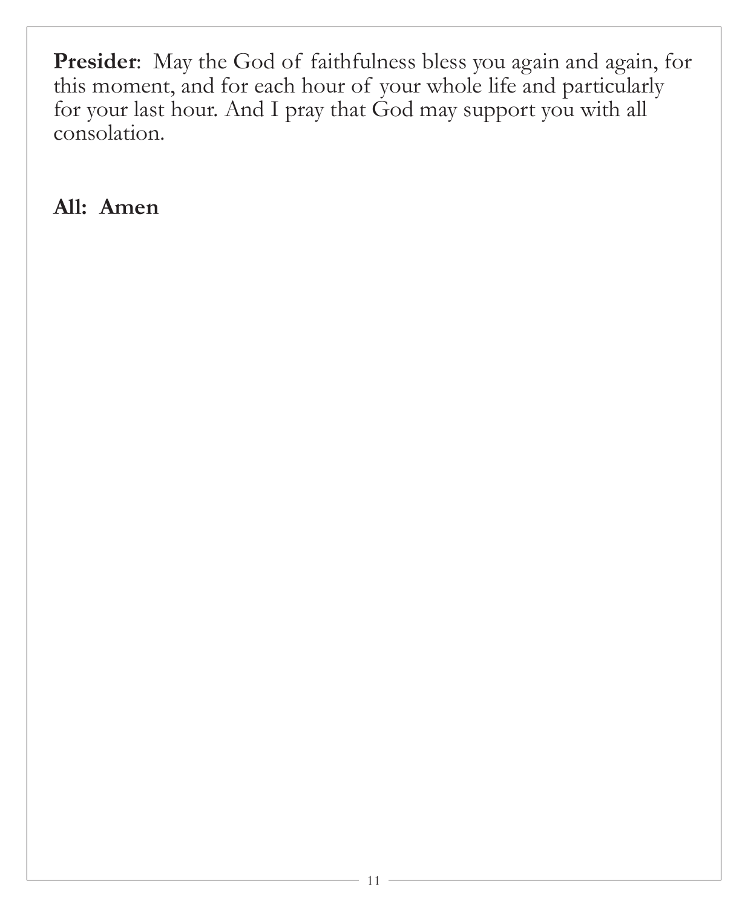**Presider**: May the God of faithfulness bless you again and again, for this moment, and for each hour of your whole life and particularly for your last hour. And I pray that God may support you with all consolation.

**All: Amen**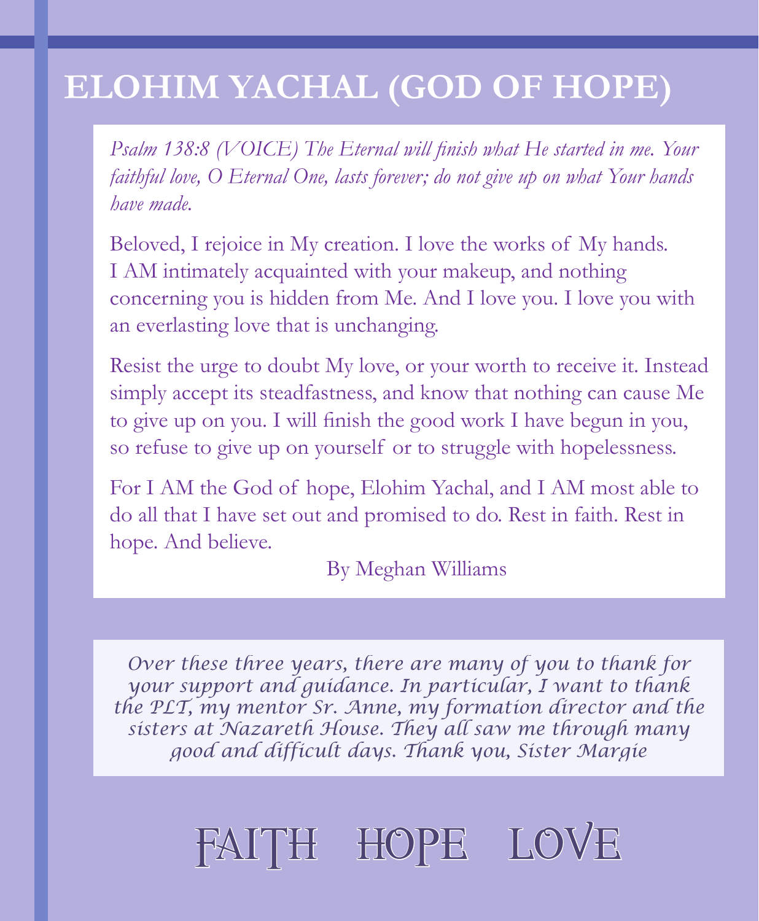# ELOHIM YACHAL (GOD OF HOPE)

*Psalm 138:8 (VOICE) The Eternal will finish what He started in me. Your faithful love, O Eternal One, lasts forever; do not give up on what Your hands have made.*

Beloved, I rejoice in My creation. I love the works of My hands. I AM intimately acquainted with your makeup, and nothing concerning you is hidden from Me. And I love you. I love you with an everlasting love that is unchanging.

Resist the urge to doubt My love, or your worth to receive it. Instead simply accept its steadfastness, and know that nothing can cause Me to give up on you. I will finish the good work I have begun in you, so refuse to give up on yourself or to struggle with hopelessness.

For I AM the God of hope, Elohim Yachal, and I AM most able to do all that I have set out and promised to do. Rest in faith. Rest in hope. And believe.

By Meghan Williams

*Over these three years, there are many of you to thank for your support and guidance. In particular, I want to thank the PLT, my mentor Sr. Anne, my formation director and the sisters at Nazareth House. They all saw me through many good and difficult days. Thank you, Sister Margie*

FAITH HOPE LOVE